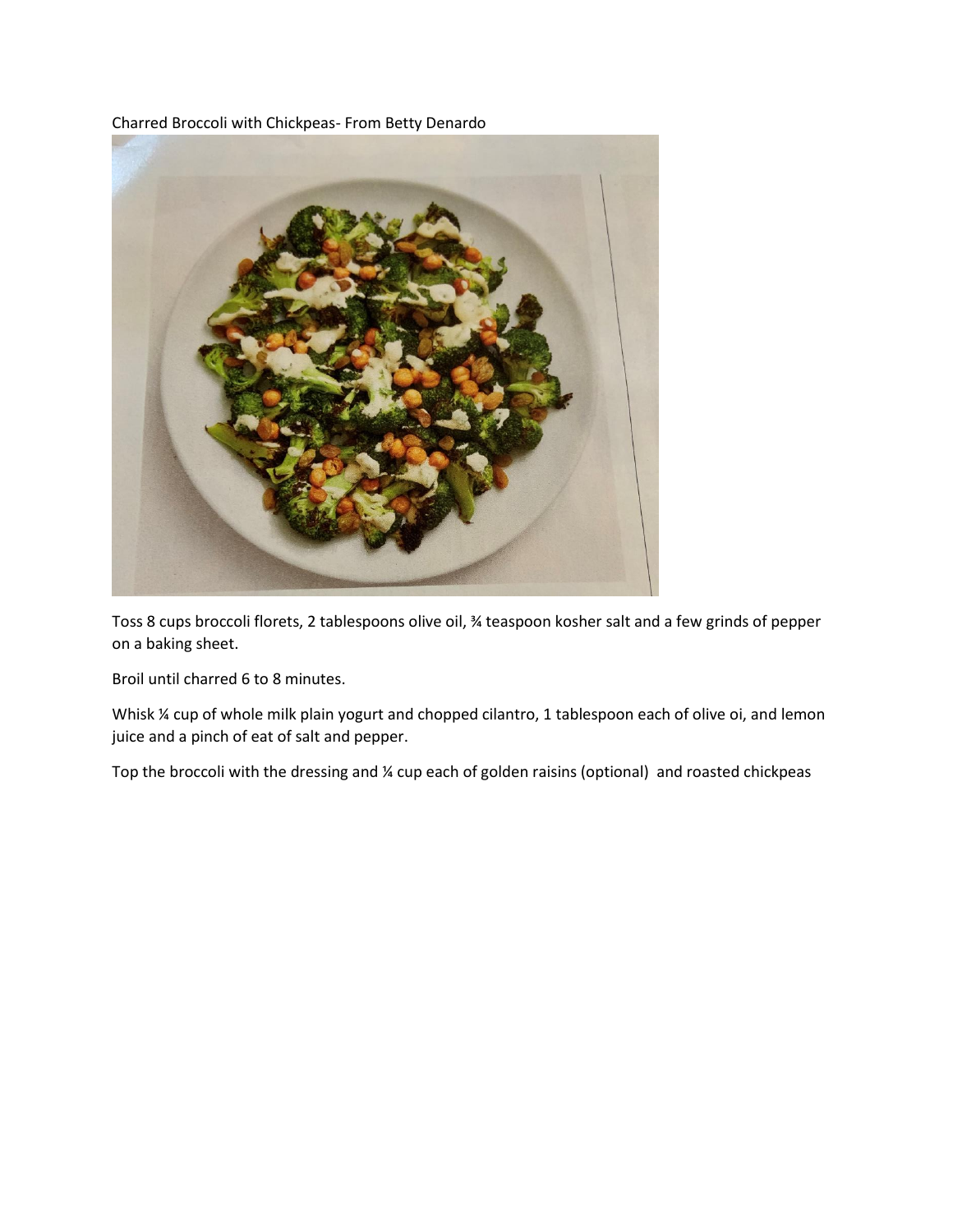Charred Broccoli with Chickpeas- From Betty Denardo

Toss 8 cups broccoli florets, 2 tablespoons olive oil, ¾ teaspoon kosher salt and a few grinds of pepper on a baking sheet.

Broil until charred 6 to 8 minutes.

Whisk ¼ cup of whole milk plain yogurt and chopped cilantro, 1 tablespoon each of olive oi, and lemon juice and a pinch of eat of salt and pepper.

Top the broccoli with the dressing and ¼ cup each of golden raisins (optional) and roasted chickpeas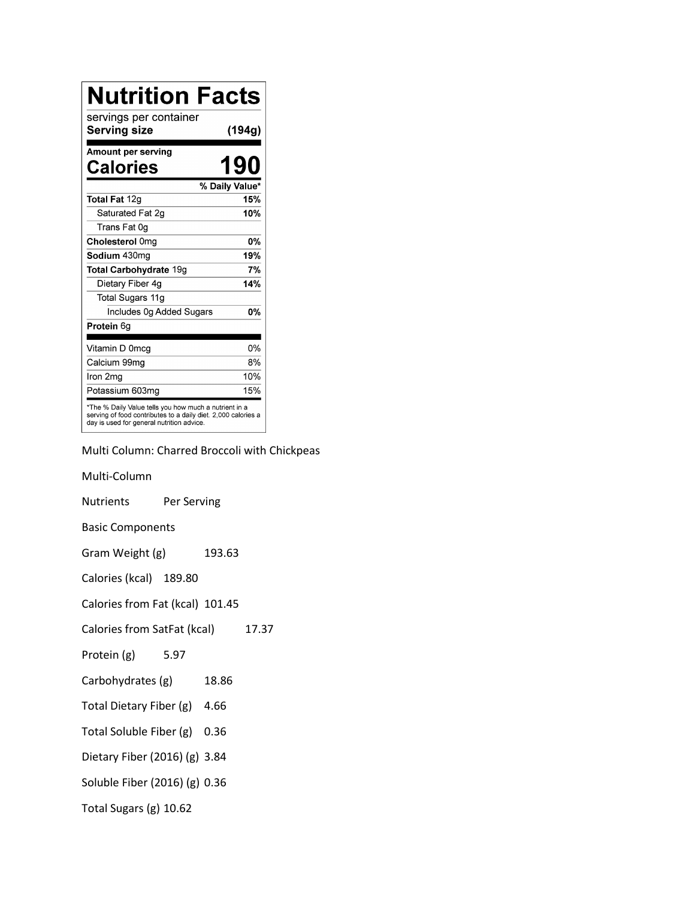# Nutrition Facts

| | |
|---|---|
| servings per container | |
| **Serving size** | **(194g)** |
| **Amount per serving** | |
| **Calories** | **190** |
| | **% Daily Value*** |
| **Total Fat** 12g | **15%** |
| Saturated Fat 2g | **10%** |
| Trans Fat 0g | |
| **Cholesterol** 0mg | **0%** |
| **Sodium** 430mg | **19%** |
| **Total Carbohydrate** 19g | **7%** |
| Dietary Fiber 4g | **14%** |
| Total Sugars 11g | |
| Includes 0g Added Sugars | **0%** |
| **Protein** 6g | |
| Vitamin D 0mcg | 0% |
| Calcium 99mg | 8% |
| Iron 2mg | 10% |
| Potassium 603mg | 15% |

*The % Daily Value tells you how much a nutrient in a serving of food contributes to a daily diet. 2,000 calories a day is used for general nutrition advice.

Multi Column: Charred Broccoli with Chickpeas

Multi-Column

| Nutrients | Per Serving |
|---|---|
| Basic Components | |
| Gram Weight (g) | 193.63 |
| Calories (kcal) | 189.80 |
| Calories from Fat (kcal) | 101.45 |
| Calories from SatFat (kcal) | 17.37 |
| Protein (g) | 5.97 |
| Carbohydrates (g) | 18.86 |
| Total Dietary Fiber (g) | 4.66 |
| Total Soluble Fiber (g) | 0.36 |
| Dietary Fiber (2016) (g) | 3.84 |
| Soluble Fiber (2016) (g) | 0.36 |
| Total Sugars (g) | 10.62 |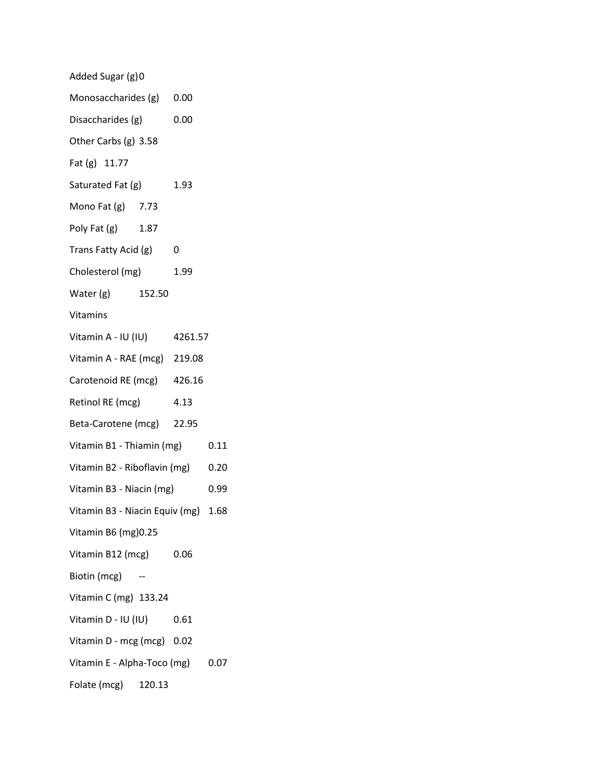Added Sugar (g) 0

Monosaccharides (g) 0.00

Disaccharides (g) 0.00

Other Carbs (g) 3.58

Fat (g) 11.77

Saturated Fat (g) 1.93

Mono Fat (g) 7.73

Poly Fat (g) 1.87

Trans Fatty Acid (g) 0

Cholesterol (mg) 1.99

Water (g) 152.50

Vitamins

Vitamin A - IU (IU) 4261.57

Vitamin A - RAE (mcg) 219.08

Carotenoid RE (mcg) 426.16

Retinol RE (mcg) 4.13

Beta-Carotene (mcg) 22.95

Vitamin B1 - Thiamin (mg) 0.11

Vitamin B2 - Riboflavin (mg) 0.20

Vitamin B3 - Niacin (mg) 0.99

Vitamin B3 - Niacin Equiv (mg) 1.68

Vitamin B6 (mg) 0.25

Vitamin B12 (mcg) 0.06

Biotin (mcg) --

Vitamin C (mg) 133.24

Vitamin D - IU (IU) 0.61

Vitamin D - mcg (mcg) 0.02

Vitamin E - Alpha-Toco (mg) 0.07

Folate (mcg) 120.13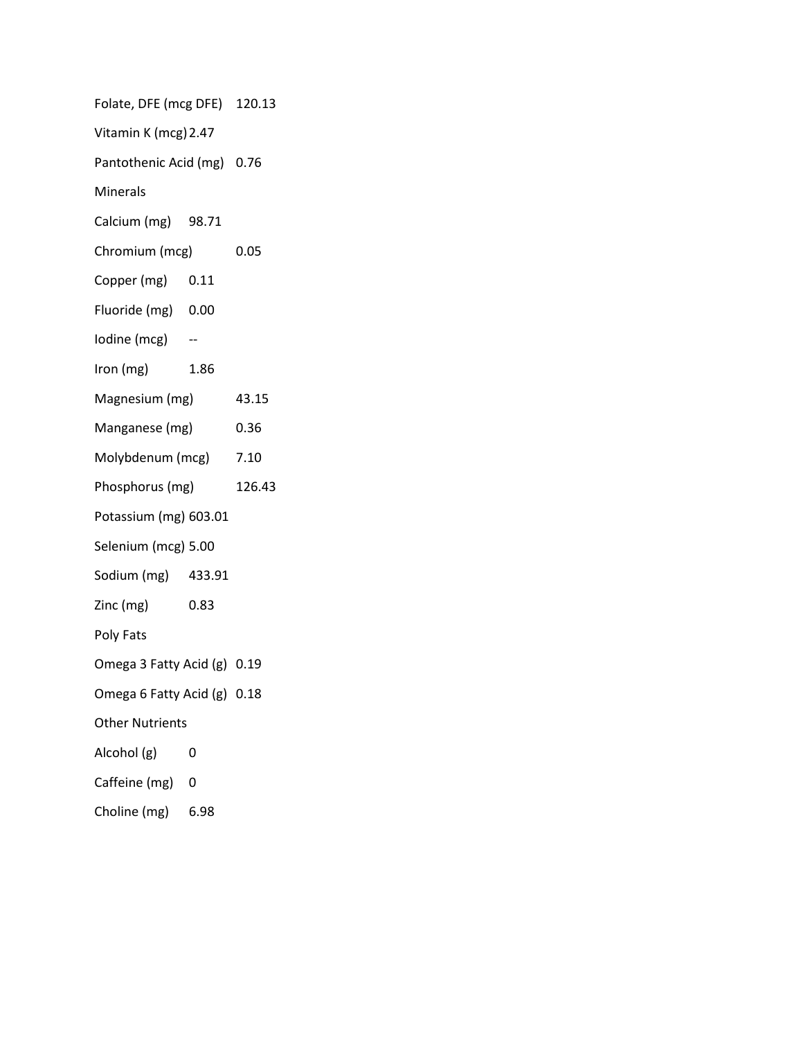| | |
|---|---|
| Folate, DFE (mcg DFE) | 120.13 |
| Vitamin K (mcg) | 2.47 |
| Pantothenic Acid (mg) | 0.76 |
| Minerals | |
| Calcium (mg) | 98.71 |
| Chromium (mcg) | 0.05 |
| Copper (mg) | 0.11 |
| Fluoride (mg) | 0.00 |
| Iodine (mcg) | -- |
| Iron (mg) | 1.86 |
| Magnesium (mg) | 43.15 |
| Manganese (mg) | 0.36 |
| Molybdenum (mcg) | 7.10 |
| Phosphorus (mg) | 126.43 |
| Potassium (mg) | 603.01 |
| Selenium (mcg) | 5.00 |
| Sodium (mg) | 433.91 |
| Zinc (mg) | 0.83 |
| Poly Fats | |
| Omega 3 Fatty Acid (g) | 0.19 |
| Omega 6 Fatty Acid (g) | 0.18 |
| Other Nutrients | |
| Alcohol (g) | 0 |
| Caffeine (mg) | 0 |
| Choline (mg) | 6.98 |